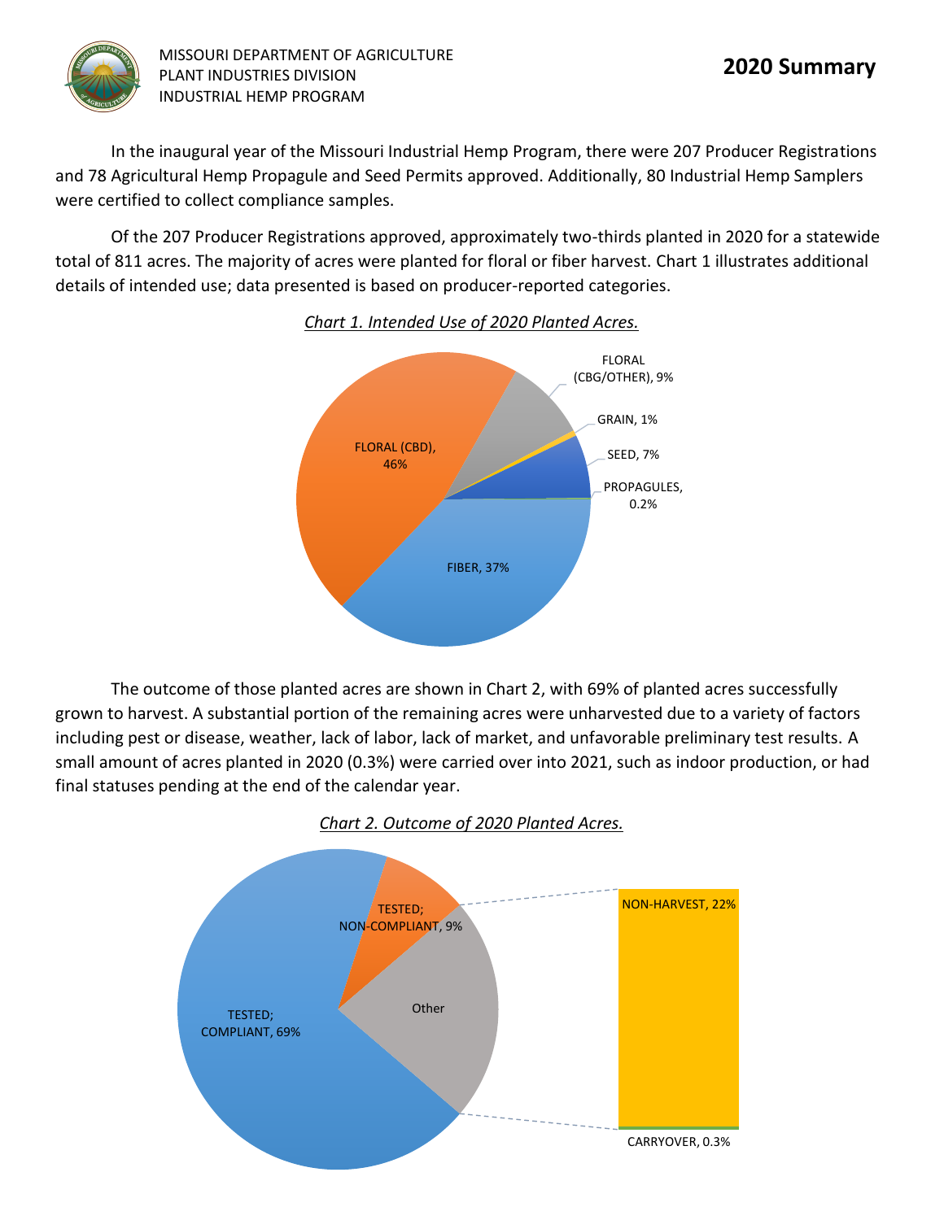MISSOURI DEPARTMENT OF AGRICULTURE
PLANT INDUSTRIES DIVISION
INDUSTRIAL HEMP PROGRAM

# 2020 Summary

In the inaugural year of the Missouri Industrial Hemp Program, there were 207 Producer Registrations and 78 Agricultural Hemp Propagule and Seed Permits approved. Additionally, 80 Industrial Hemp Samplers were certified to collect compliance samples.

Of the 207 Producer Registrations approved, approximately two-thirds planted in 2020 for a statewide total of 811 acres. The majority of acres were planted for floral or fiber harvest. Chart 1 illustrates additional details of intended use; data presented is based on producer-reported categories.

*Chart 1. Intended Use of 2020 Planted Acres.*

FLORAL (CBD), 46%
FLORAL (CBG/OTHER), 9%
GRAIN, 1%
SEED, 7%
PROPAGULES, 0.2%
FIBER, 37%

The outcome of those planted acres are shown in Chart 2, with 69% of planted acres successfully grown to harvest. A substantial portion of the remaining acres were unharvested due to a variety of factors including pest or disease, weather, lack of labor, lack of market, and unfavorable preliminary test results. A small amount of acres planted in 2020 (0.3%) were carried over into 2021, such as indoor production, or had final statuses pending at the end of the calendar year.

*Chart 2. Outcome of 2020 Planted Acres.*

TESTED; COMPLIANT, 69%
TESTED; NON-COMPLIANT, 9%
Other
NON-HARVEST, 22%
CARRYOVER, 0.3%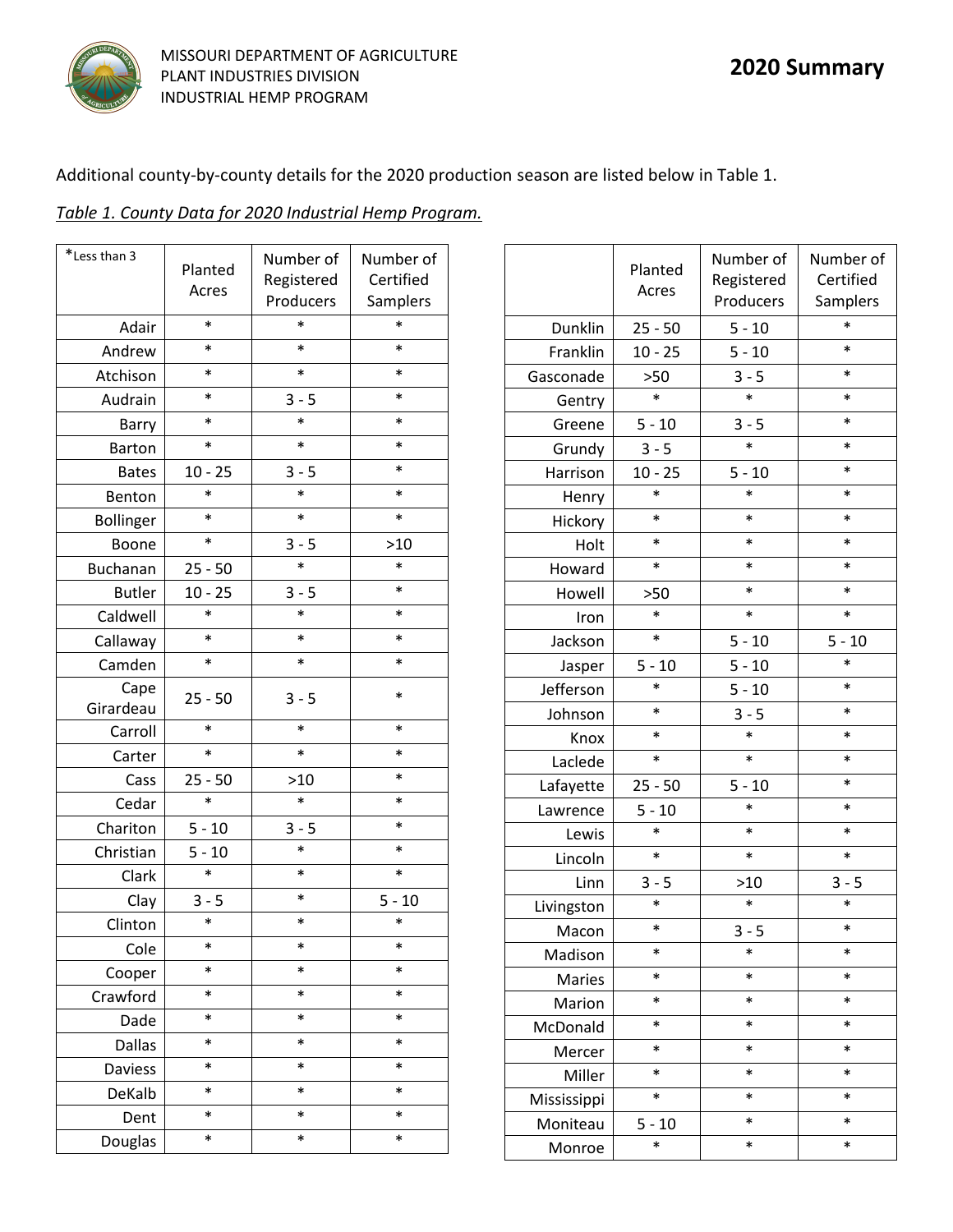Additional county-by-county details for the 2020 production season are listed below in Table 1.

*Table 1. County Data for 2020 Industrial Hemp Program.*

| *Less than 3 | Planted Acres | Number of Registered Producers | Number of Certified Samplers |
|---|---|---|---|
| Adair | * | * | * |
| Andrew | * | * | * |
| Atchison | * | * | * |
| Audrain | * | 3 - 5 | * |
| Barry | * | * | * |
| Barton | * | * | * |
| Bates | 10 - 25 | 3 - 5 | * |
| Benton | * | * | * |
| Bollinger | * | * | * |
| Boone | * | 3 - 5 | >10 |
| Buchanan | 25 - 50 | * | * |
| Butler | 10 - 25 | 3 - 5 | * |
| Caldwell | * | * | * |
| Callaway | * | * | * |
| Camden | * | * | * |
| Cape Girardeau | 25 - 50 | 3 - 5 | * |
| Carroll | * | * | * |
| Carter | * | * | * |
| Cass | 25 - 50 | >10 | * |
| Cedar | * | * | * |
| Chariton | 5 - 10 | 3 - 5 | * |
| Christian | 5 - 10 | * | * |
| Clark | * | * | * |
| Clay | 3 - 5 | * | 5 - 10 |
| Clinton | * | * | * |
| Cole | * | * | * |
| Cooper | * | * | * |
| Crawford | * | * | * |
| Dade | * | * | * |
| Dallas | * | * | * |
| Daviess | * | * | * |
| DeKalb | * | * | * |
| Dent | * | * | * |
| Douglas | * | * | * |
| Dunklin | 25 - 50 | 5 - 10 | * |
| Franklin | 10 - 25 | 5 - 10 | * |
| Gasconade | >50 | 3 - 5 | * |
| Gentry | * | * | * |
| Greene | 5 - 10 | 3 - 5 | * |
| Grundy | 3 - 5 | * | * |
| Harrison | 10 - 25 | 5 - 10 | * |
| Henry | * | * | * |
| Hickory | * | * | * |
| Holt | * | * | * |
| Howard | * | * | * |
| Howell | >50 | * | * |
| Iron | * | * | * |
| Jackson | * | 5 - 10 | 5 - 10 |
| Jasper | 5 - 10 | 5 - 10 | * |
| Jefferson | * | 5 - 10 | * |
| Johnson | * | 3 - 5 | * |
| Knox | * | * | * |
| Laclede | * | * | * |
| Lafayette | 25 - 50 | 5 - 10 | * |
| Lawrence | 5 - 10 | * | * |
| Lewis | * | * | * |
| Lincoln | * | * | * |
| Linn | 3 - 5 | >10 | 3 - 5 |
| Livingston | * | * | * |
| Macon | * | 3 - 5 | * |
| Madison | * | * | * |
| Maries | * | * | * |
| Marion | * | * | * |
| McDonald | * | * | * |
| Mercer | * | * | * |
| Miller | * | * | * |
| Mississippi | * | * | * |
| Moniteau | 5 - 10 | * | * |
| Monroe | * | * | * |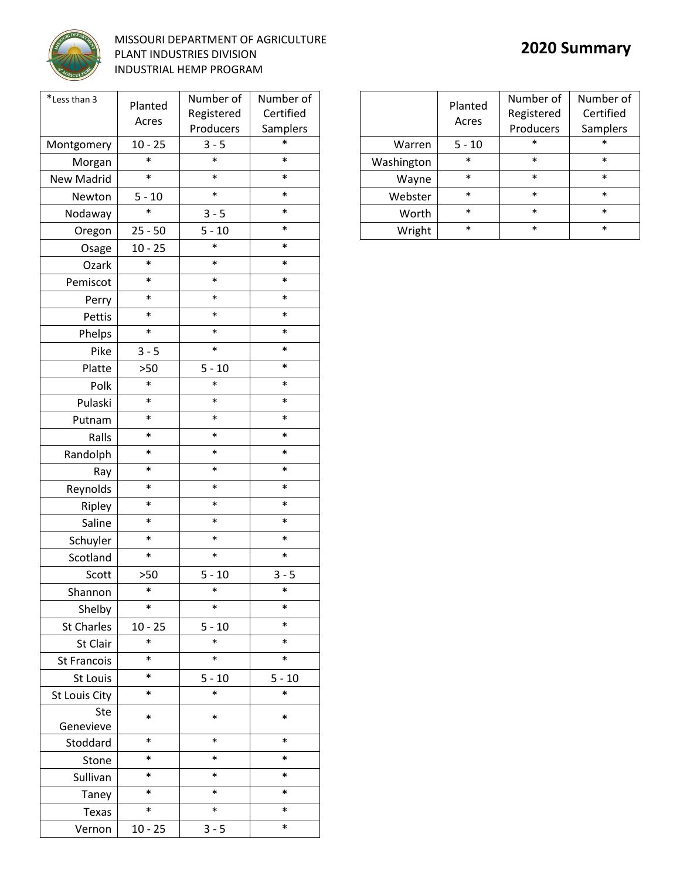MISSOURI DEPARTMENT OF AGRICULTURE
PLANT INDUSTRIES DIVISION
INDUSTRIAL HEMP PROGRAM

## 2020 Summary

| *Less than 3 | Planted Acres | Number of Registered Producers | Number of Certified Samplers |
|---|---|---|---|
| Montgomery | 10 - 25 | 3 - 5 | * |
| Morgan | * | * | * |
| New Madrid | * | * | * |
| Newton | 5 - 10 | * | * |
| Nodaway | * | 3 - 5 | * |
| Oregon | 25 - 50 | 5 - 10 | * |
| Osage | 10 - 25 | * | * |
| Ozark | * | * | * |
| Pemiscot | * | * | * |
| Perry | * | * | * |
| Pettis | * | * | * |
| Phelps | * | * | * |
| Pike | 3 - 5 | * | * |
| Platte | >50 | 5 - 10 | * |
| Polk | * | * | * |
| Pulaski | * | * | * |
| Putnam | * | * | * |
| Ralls | * | * | * |
| Randolph | * | * | * |
| Ray | * | * | * |
| Reynolds | * | * | * |
| Ripley | * | * | * |
| Saline | * | * | * |
| Schuyler | * | * | * |
| Scotland | * | * | * |
| Scott | >50 | 5 - 10 | 3 - 5 |
| Shannon | * | * | * |
| Shelby | * | * | * |
| St Charles | 10 - 25 | 5 - 10 | * |
| St Clair | * | * | * |
| St Francois | * | * | * |
| St Louis | * | 5 - 10 | 5 - 10 |
| St Louis City | * | * | * |
| Ste Genevieve | * | * | * |
| Stoddard | * | * | * |
| Stone | * | * | * |
| Sullivan | * | * | * |
| Taney | * | * | * |
| Texas | * | * | * |
| Vernon | 10 - 25 | 3 - 5 | * |
| Warren | 5 - 10 | * | * |
| Washington | * | * | * |
| Wayne | * | * | * |
| Webster | * | * | * |
| Worth | * | * | * |
| Wright | * | * | * |